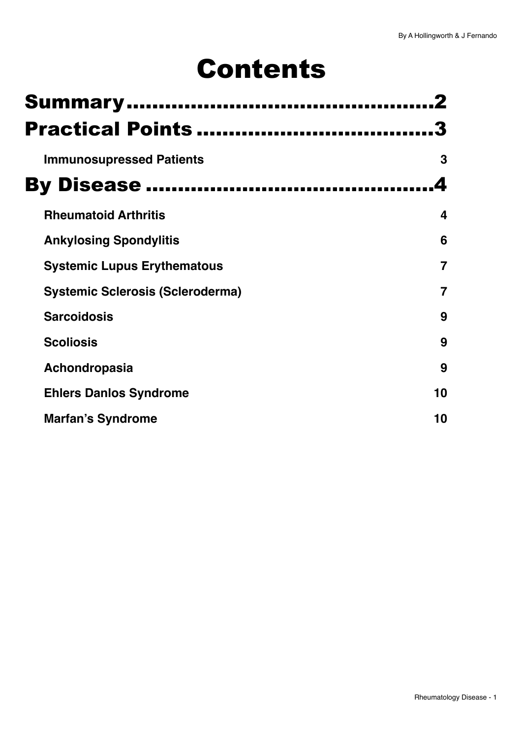# Contents

## Summary ..........................................2

## Practical Points ..................................3

**Immunosupressed Patients** 3

## By Disease ........................................4

**Rheumatoid Arthritis** 4

**Ankylosing Spondylitis** 6

**Systemic Lupus Erythematous** 7

**Systemic Sclerosis (Scleroderma)** 7

**Sarcoidosis** 9

**Scoliosis** 9

**Achondropasia** 9

**Ehlers Danlos Syndrome** 10

**Marfan's Syndrome** 10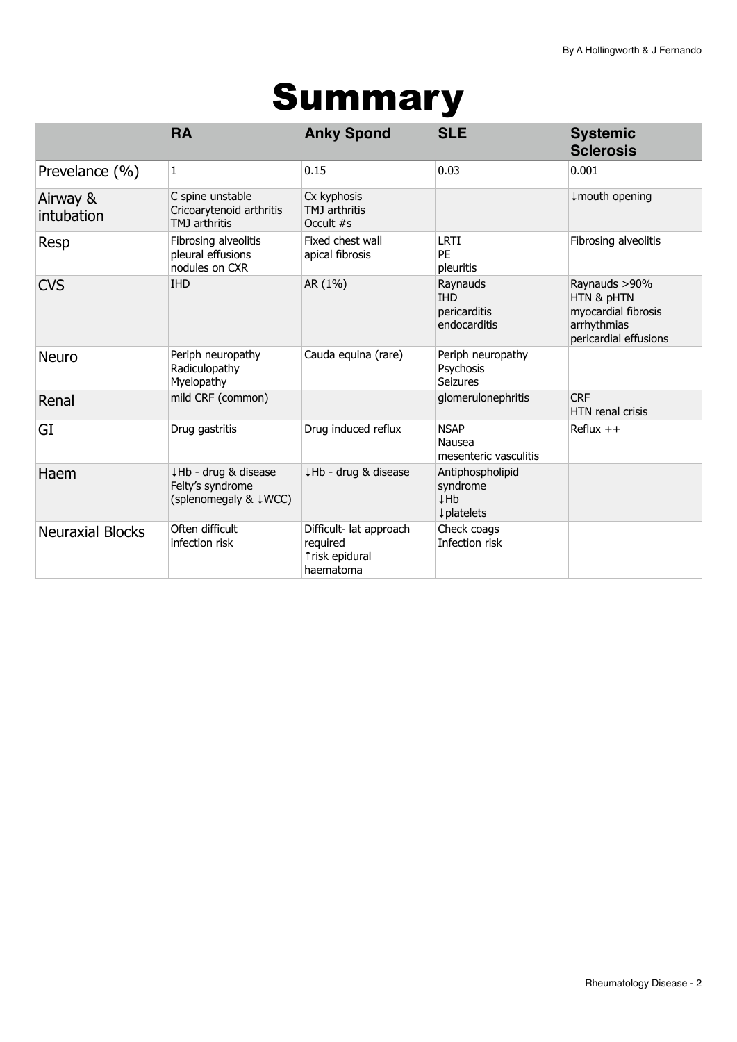# Summary

| | RA | Anky Spond | SLE | Systemic Sclerosis |
|---|---|---|---|---|
| Prevelance (%) | 1 | 0.15 | 0.03 | 0.001 |
| Airway & intubation | C spine unstable<br>Cricoarytenoid arthritis<br>TMJ arthritis | Cx kyphosis<br>TMJ arthritis<br>Occult #s | | ↓mouth opening |
| Resp | Fibrosing alveolitis<br>pleural effusions<br>nodules on CXR | Fixed chest wall<br>apical fibrosis | LRTI<br>PE<br>pleuritis | Fibrosing alveolitis |
| CVS | IHD | AR (1%) | Raynauds<br>IHD<br>pericarditis<br>endocarditis | Raynauds >90%<br>HTN & pHTN<br>myocardial fibrosis<br>arrhythmias<br>pericardial effusions |
| Neuro | Periph neuropathy<br>Radiculopathy<br>Myelopathy | Cauda equina (rare) | Periph neuropathy<br>Psychosis<br>Seizures | |
| Renal | mild CRF (common) | | glomerulonephritis | CRF<br>HTN renal crisis |
| GI | Drug gastritis | Drug induced reflux | NSAP<br>Nausea<br>mesenteric vasculitis | Reflux ++ |
| Haem | ↓Hb - drug & disease<br>Felty's syndrome<br>(splenomegaly & ↓WCC) | ↓Hb - drug & disease | Antiphospholipid syndrome<br>↓Hb<br>↓platelets | |
| Neuraxial Blocks | Often difficult<br>infection risk | Difficult- lat approach required<br>↑risk epidural haematoma | Check coags<br>Infection risk | |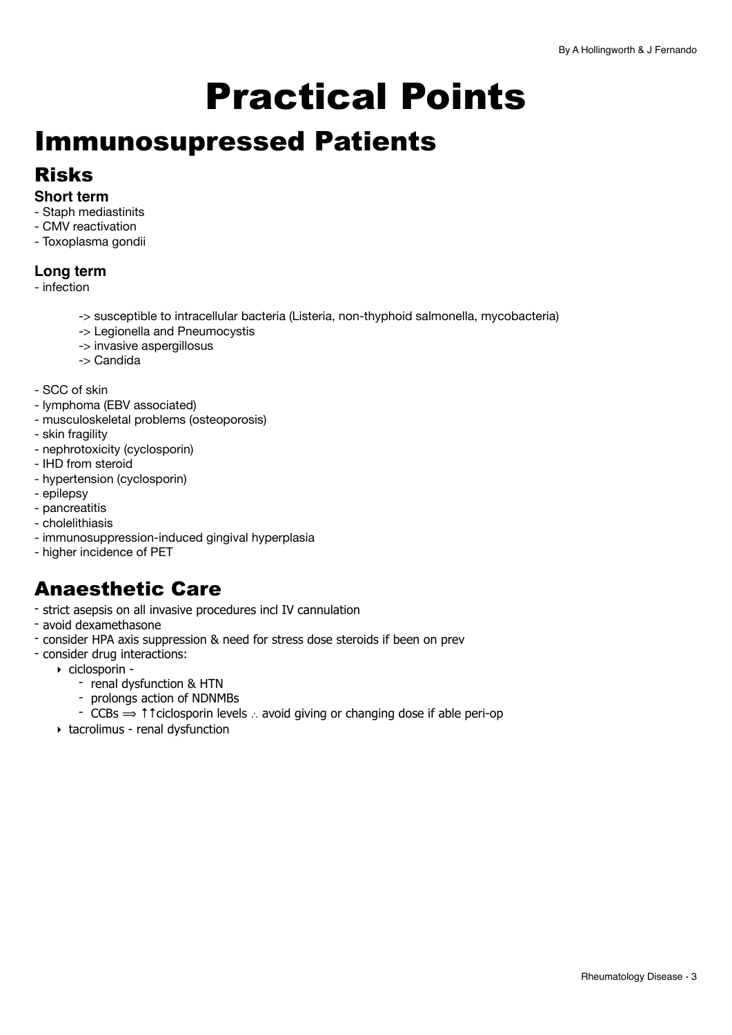# Practical Points

## Immunosupressed Patients

### Risks

#### Short term

- Staph mediastinits
- CMV reactivation
- Toxoplasma gondii

#### Long term

- infection
    - -> susceptible to intracellular bacteria (Listeria, non-thyphoid salmonella, mycobacteria)
    - -> Legionella and Pneumocystis
    - -> invasive aspergillosus
    - -> Candida

- SCC of skin
- lymphoma (EBV associated)
- musculoskeletal problems (osteoporosis)
- skin fragility
- nephrotoxicity (cyclosporin)
- IHD from steroid
- hypertension (cyclosporin)
- epilepsy
- pancreatitis
- cholelithiasis
- immunosuppression-induced gingival hyperplasia
- higher incidence of PET

### Anaesthetic Care

- strict asepsis on all invasive procedures incl IV cannulation
- avoid dexamethasone
- consider HPA axis suppression & need for stress dose steroids if been on prev
- consider drug interactions:
    - ciclosporin -
        - renal dysfunction & HTN
        - prolongs action of NDNMBs
        - CCBs ⟹ ↑↑ciclosporin levels ∴ avoid giving or changing dose if able peri-op
    - tacrolimus - renal dysfunction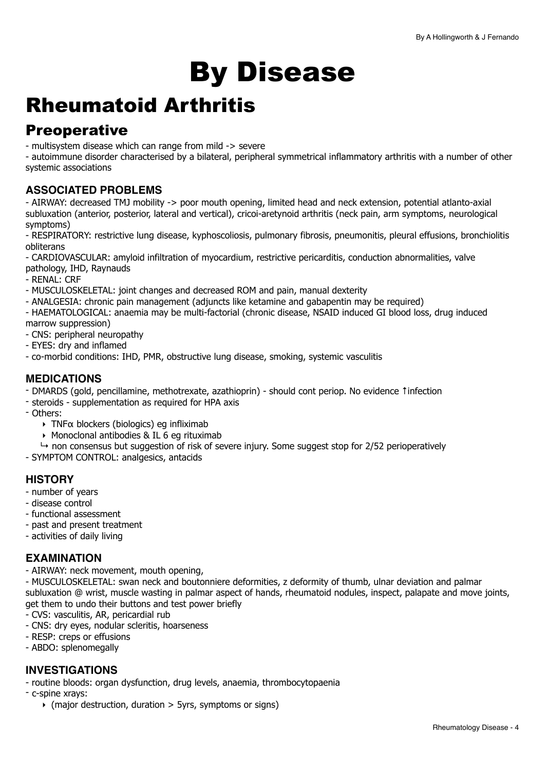// By Disease

# By Disease

## Rheumatoid Arthritis

### Preoperative

- multisystem disease which can range from mild -> severe
- autoimmune disorder characterised by a bilateral, peripheral symmetrical inflammatory arthritis with a number of other systemic associations

#### ASSOCIATED PROBLEMS

- AIRWAY: decreased TMJ mobility -> poor mouth opening, limited head and neck extension, potential atlanto-axial subluxation (anterior, posterior, lateral and vertical), cricoi-aretynoid arthritis (neck pain, arm symptoms, neurological symptoms)
- RESPIRATORY: restrictive lung disease, kyphoscoliosis, pulmonary fibrosis, pneumonitis, pleural effusions, bronchiolitis obliterans
- CARDIOVASCULAR: amyloid infiltration of myocardium, restrictive pericarditis, conduction abnormalities, valve pathology, IHD, Raynauds
- RENAL: CRF
- MUSCULOSKELETAL: joint changes and decreased ROM and pain, manual dexterity
- ANALGESIA: chronic pain management (adjuncts like ketamine and gabapentin may be required)
- HAEMATOLOGICAL: anaemia may be multi-factorial (chronic disease, NSAID induced GI blood loss, drug induced marrow suppression)
- CNS: peripheral neuropathy
- EYES: dry and inflamed
- co-morbid conditions: IHD, PMR, obstructive lung disease, smoking, systemic vasculitis

#### MEDICATIONS

- DMARDS (gold, pencillamine, methotrexate, azathioprin) - should cont periop. No evidence ↑infection
- steroids - supplementation as required for HPA axis
- Others:
    - TNFα blockers (biologics) eg infliximab
    - Monoclonal antibodies & IL 6 eg rituximab
    
    ↳ non consensus but suggestion of risk of severe injury. Some suggest stop for 2/52 perioperatively
- SYMPTOM CONTROL: analgesics, antacids

#### HISTORY

- number of years
- disease control
- functional assessment
- past and present treatment
- activities of daily living

#### EXAMINATION

- AIRWAY: neck movement, mouth opening,
- MUSCULOSKELETAL: swan neck and boutonniere deformities, z deformity of thumb, ulnar deviation and palmar subluxation @ wrist, muscle wasting in palmar aspect of hands, rheumatoid nodules, inspect, palapate and move joints, get them to undo their buttons and test power briefly
- CVS: vasculitis, AR, pericardial rub
- CNS: dry eyes, nodular scleritis, hoarseness
- RESP: creps or effusions
- ABDO: splenomegally

#### INVESTIGATIONS

- routine bloods: organ dysfunction, drug levels, anaemia, thrombocytopaenia
- c-spine xrays:
    - (major destruction, duration > 5yrs, symptoms or signs)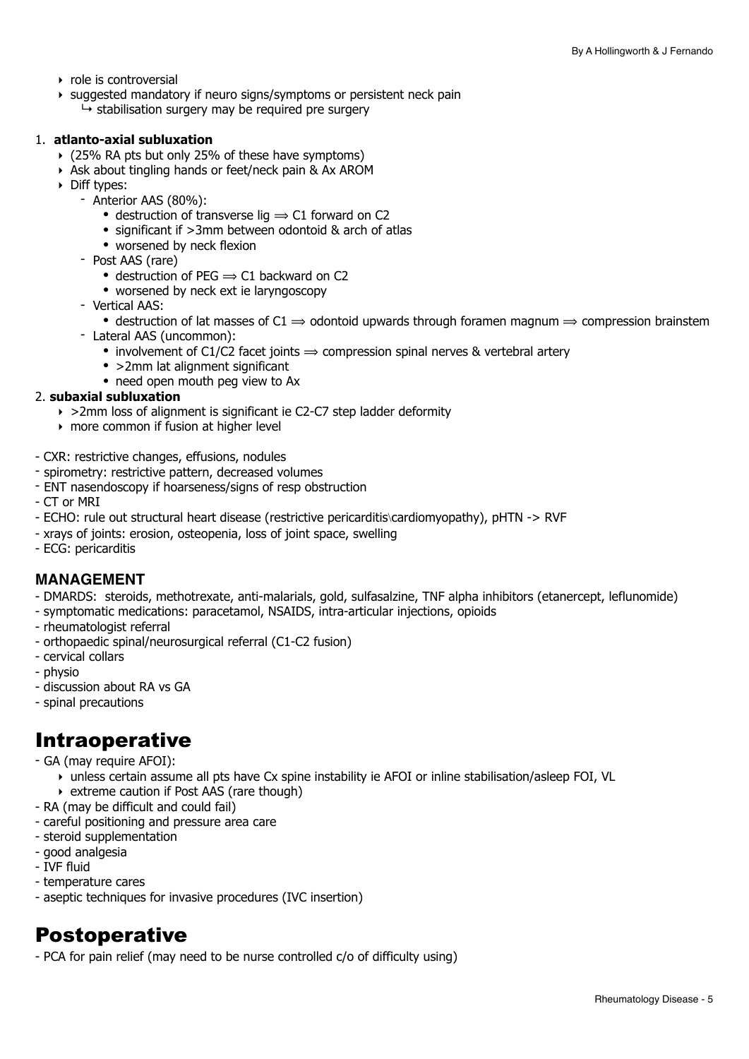- role is controversial
- suggested mandatory if neuro signs/symptoms or persistent neck pain
  - ↳ stabilisation surgery may be required pre surgery

1. **atlanto-axial subluxation**
   - (25% RA pts but only 25% of these have symptoms)
   - Ask about tingling hands or feet/neck pain & Ax AROM
   - Diff types:
     - Anterior AAS (80%):
       - destruction of transverse lig ⟹ C1 forward on C2
       - significant if >3mm between odontoid & arch of atlas
       - worsened by neck flexion
     - Post AAS (rare)
       - destruction of PEG ⟹ C1 backward on C2
       - worsened by neck ext ie laryngoscopy
     - Vertical AAS:
       - destruction of lat masses of C1 ⟹ odontoid upwards through foramen magnum ⟹ compression brainstem
     - Lateral AAS (uncommon):
       - involvement of C1/C2 facet joints ⟹ compression spinal nerves & vertebral artery
       - >2mm lat alignment significant
       - need open mouth peg view to Ax
2. **subaxial subluxation**
   - >2mm loss of alignment is significant ie C2-C7 step ladder deformity
   - more common if fusion at higher level

- CXR: restrictive changes, effusions, nodules
- spirometry: restrictive pattern, decreased volumes
- ENT nasendoscopy if hoarseness/signs of resp obstruction
- CT or MRI
- ECHO: rule out structural heart disease (restrictive pericarditis\cardiomyopathy), pHTN -> RVF
- xrays of joints: erosion, osteopenia, loss of joint space, swelling
- ECG: pericarditis

### MANAGEMENT

- DMARDS: steroids, methotrexate, anti-malarials, gold, sulfasalzine, TNF alpha inhibitors (etanercept, leflunomide)
- symptomatic medications: paracetamol, NSAIDS, intra-articular injections, opioids
- rheumatologist referral
- orthopaedic spinal/neurosurgical referral (C1-C2 fusion)
- cervical collars
- physio
- discussion about RA vs GA
- spinal precautions

## Intraoperative

- GA (may require AFOI):
  - unless certain assume all pts have Cx spine instability ie AFOI or inline stabilisation/asleep FOI, VL
  - extreme caution if Post AAS (rare though)
- RA (may be difficult and could fail)
- careful positioning and pressure area care
- steroid supplementation
- good analgesia
- IVF fluid
- temperature cares
- aseptic techniques for invasive procedures (IVC insertion)

## Postoperative

- PCA for pain relief (may need to be nurse controlled c/o of difficulty using)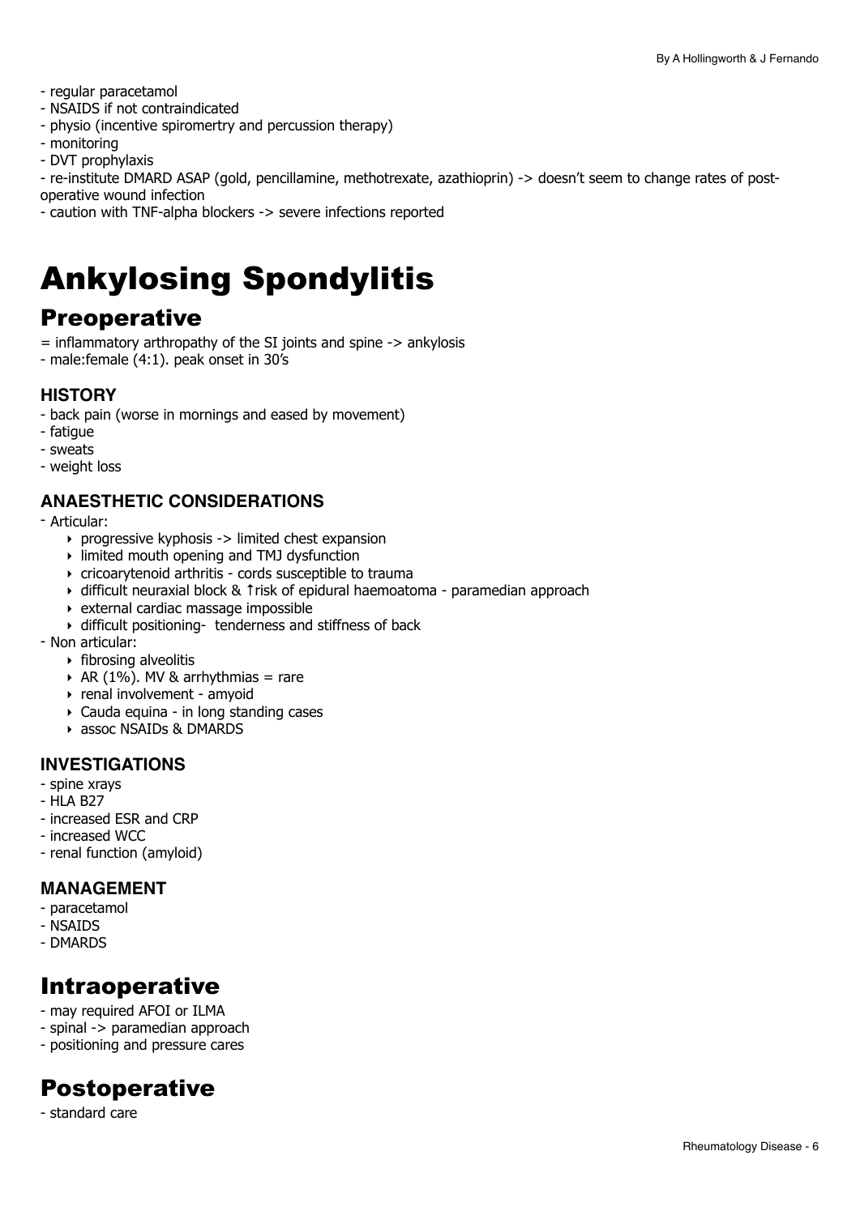- regular paracetamol
- NSAIDS if not contraindicated
- physio (incentive spiromertry and percussion therapy)
- monitoring
- DVT prophylaxis
- re-institute DMARD ASAP (gold, pencillamine, methotrexate, azathioprin) -> doesn't seem to change rates of post-operative wound infection
- caution with TNF-alpha blockers -> severe infections reported

# Ankylosing Spondylitis

## Preoperative

= inflammatory arthropathy of the SI joints and spine -> ankylosis
- male:female (4:1). peak onset in 30's

### HISTORY

- back pain (worse in mornings and eased by movement)
- fatigue
- sweats
- weight loss

### ANAESTHETIC CONSIDERATIONS

- Articular:
    - progressive kyphosis -> limited chest expansion
    - limited mouth opening and TMJ dysfunction
    - cricoarytenoid arthritis - cords susceptible to trauma
    - difficult neuraxial block & ↑risk of epidural haemoatoma - paramedian approach
    - external cardiac massage impossible
    - difficult positioning- tenderness and stiffness of back
- Non articular:
    - fibrosing alveolitis
    - AR (1%). MV & arrhythmias = rare
    - renal involvement - amyoid
    - Cauda equina - in long standing cases
    - assoc NSAIDs & DMARDS

### INVESTIGATIONS

- spine xrays
- HLA B27
- increased ESR and CRP
- increased WCC
- renal function (amyloid)

### MANAGEMENT

- paracetamol
- NSAIDS
- DMARDS

## Intraoperative

- may required AFOI or ILMA
- spinal -> paramedian approach
- positioning and pressure cares

## Postoperative

- standard care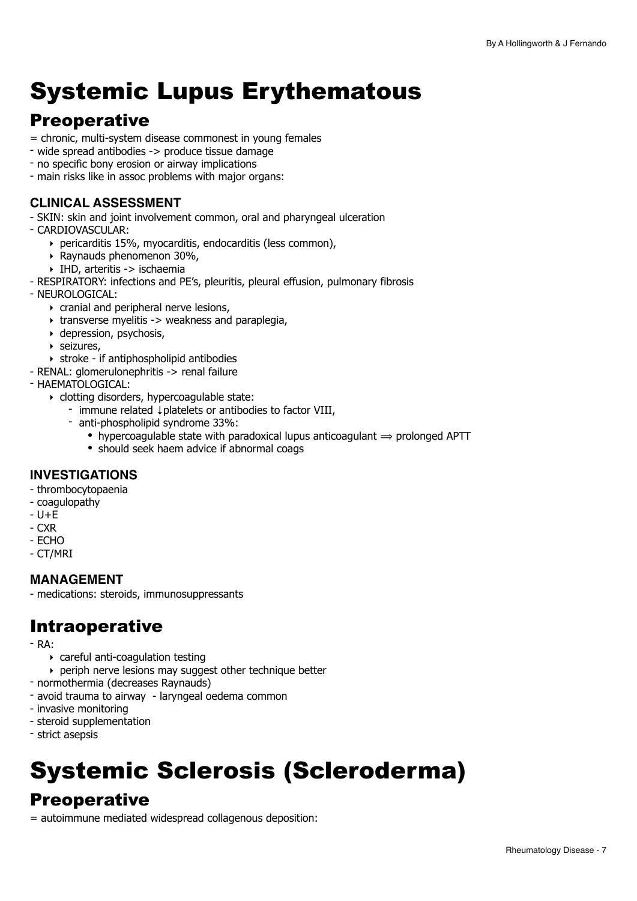# Systemic Lupus Erythematous

## Preoperative

= chronic, multi-system disease commonest in young females
- wide spread antibodies -> produce tissue damage
- no specific bony erosion or airway implications
- main risks like in assoc problems with major organs:

### CLINICAL ASSESSMENT

- SKIN: skin and joint involvement common, oral and pharyngeal ulceration
- CARDIOVASCULAR:
  - pericarditis 15%, myocarditis, endocarditis (less common),
  - Raynauds phenomenon 30%,
  - IHD, arteritis -> ischaemia
- RESPIRATORY: infections and PE's, pleuritis, pleural effusion, pulmonary fibrosis
- NEUROLOGICAL:
  - cranial and peripheral nerve lesions,
  - transverse myelitis -> weakness and paraplegia,
  - depression, psychosis,
  - seizures,
  - stroke - if antiphospholipid antibodies
- RENAL: glomerulonephritis -> renal failure
- HAEMATOLOGICAL:
  - clotting disorders, hypercoagulable state:
    - immune related ↓platelets or antibodies to factor VIII,
    - anti-phospholipid syndrome 33%:
      - hypercoagulable state with paradoxical lupus anticoagulant ⟹ prolonged APTT
      - should seek haem advice if abnormal coags

### INVESTIGATIONS

- thrombocytopaenia
- coagulopathy
- U+E
- CXR
- ECHO
- CT/MRI

### MANAGEMENT

- medications: steroids, immunosuppressants

## Intraoperative

- RA:
  - careful anti-coagulation testing
  - periph nerve lesions may suggest other technique better
- normothermia (decreases Raynauds)
- avoid trauma to airway - laryngeal oedema common
- invasive monitoring
- steroid supplementation
- strict asepsis

# Systemic Sclerosis (Scleroderma)

## Preoperative

= autoimmune mediated widespread collagenous deposition: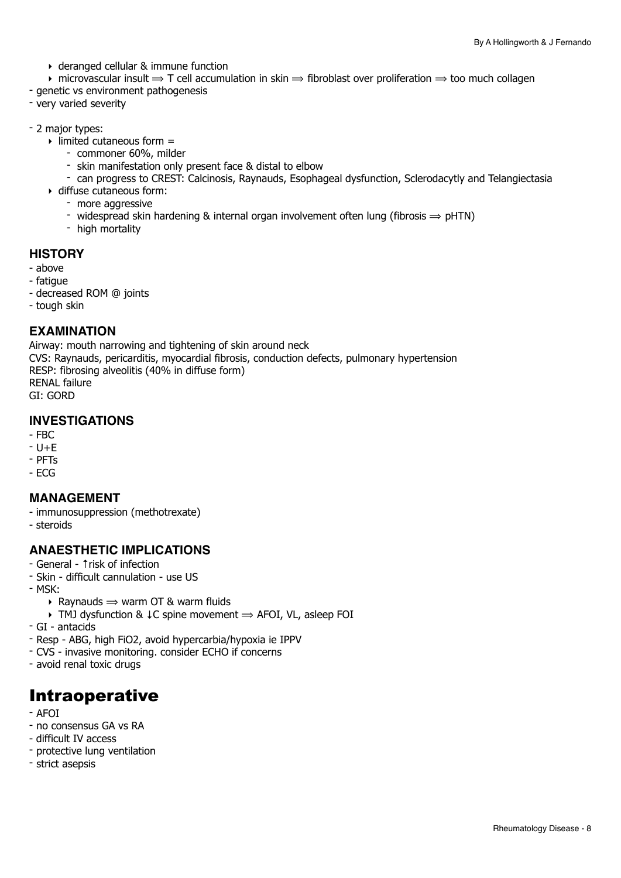- deranged cellular & immune function
- microvascular insult ⟹ T cell accumulation in skin ⟹ fibroblast over proliferation ⟹ too much collagen

- genetic vs environment pathogenesis
- very varied severity

- 2 major types:
  - limited cutaneous form =
    - commoner 60%, milder
    - skin manifestation only present face & distal to elbow
    - can progress to CREST: Calcinosis, Raynauds, Esophageal dysfunction, Sclerodacytly and Telangiectasia
  - diffuse cutaneous form:
    - more aggressive
    - widespread skin hardening & internal organ involvement often lung (fibrosis ⟹ pHTN)
    - high mortality

### HISTORY

- above
- fatigue
- decreased ROM @ joints
- tough skin

### EXAMINATION

Airway: mouth narrowing and tightening of skin around neck
CVS: Raynauds, pericarditis, myocardial fibrosis, conduction defects, pulmonary hypertension
RESP: fibrosing alveolitis (40% in diffuse form)
RENAL failure
GI: GORD

### INVESTIGATIONS

- FBC
- U+E
- PFTs
- ECG

### MANAGEMENT

- immunosuppression (methotrexate)
- steroids

### ANAESTHETIC IMPLICATIONS

- General - ↑risk of infection
- Skin - difficult cannulation - use US
- MSK:
  - Raynauds ⟹ warm OT & warm fluids
  - TMJ dysfunction & ↓C spine movement ⟹ AFOI, VL, asleep FOI
- GI - antacids
- Resp - ABG, high FiO2, avoid hypercarbia/hypoxia ie IPPV
- CVS - invasive monitoring. consider ECHO if concerns
- avoid renal toxic drugs

# Intraoperative

- AFOI
- no consensus GA vs RA
- difficult IV access
- protective lung ventilation
- strict asepsis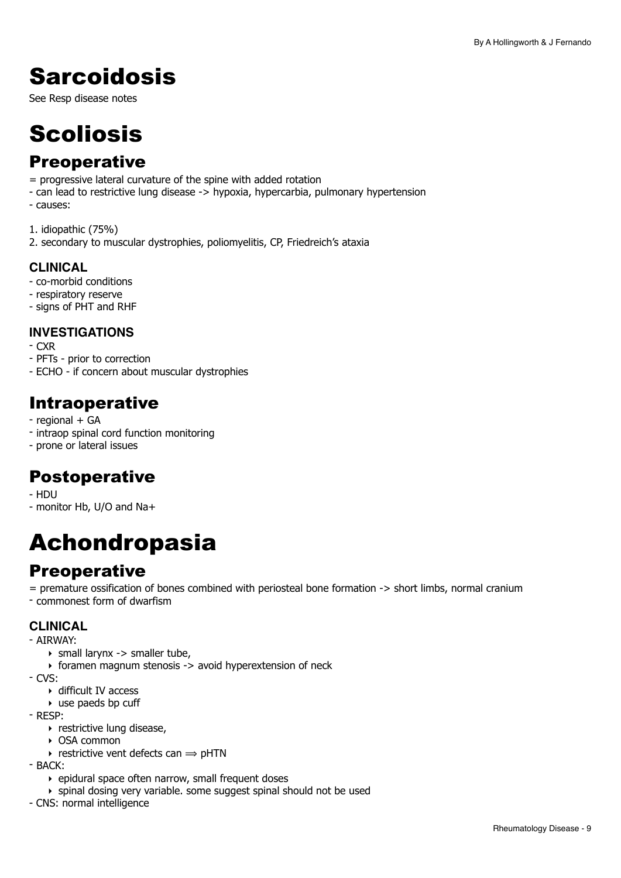# Sarcoidosis

See Resp disease notes

# Scoliosis

## Preoperative

= progressive lateral curvature of the spine with added rotation
- can lead to restrictive lung disease -> hypoxia, hypercarbia, pulmonary hypertension
- causes:

1. idiopathic (75%)
2. secondary to muscular dystrophies, poliomyelitis, CP, Friedreich's ataxia

### CLINICAL

- co-morbid conditions
- respiratory reserve
- signs of PHT and RHF

### INVESTIGATIONS

- CXR
- PFTs - prior to correction
- ECHO - if concern about muscular dystrophies

## Intraoperative

- regional + GA
- intraop spinal cord function monitoring
- prone or lateral issues

## Postoperative

- HDU
- monitor Hb, U/O and Na+

# Achondropasia

## Preoperative

= premature ossification of bones combined with periosteal bone formation -> short limbs, normal cranium
- commonest form of dwarfism

### CLINICAL

- AIRWAY:
    - small larynx -> smaller tube,
    - foramen magnum stenosis -> avoid hyperextension of neck
- CVS:
    - difficult IV access
    - use paeds bp cuff
- RESP:
    - restrictive lung disease,
    - OSA common
    - restrictive vent defects can ⟹ pHTN
- BACK:
    - epidural space often narrow, small frequent doses
    - spinal dosing very variable. some suggest spinal should not be used
- CNS: normal intelligence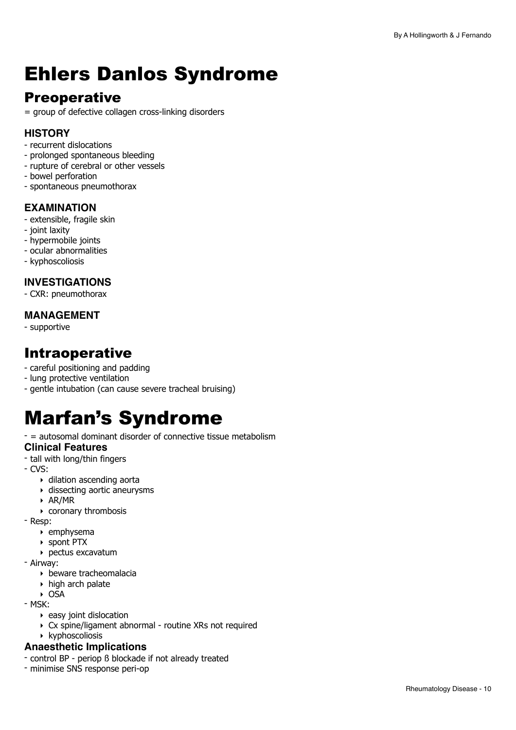# Ehlers Danlos Syndrome

## Preoperative

= group of defective collagen cross-linking disorders

### HISTORY

- recurrent dislocations
- prolonged spontaneous bleeding
- rupture of cerebral or other vessels
- bowel perforation
- spontaneous pneumothorax

### EXAMINATION

- extensible, fragile skin
- joint laxity
- hypermobile joints
- ocular abnormalities
- kyphoscoliosis

### INVESTIGATIONS

- CXR: pneumothorax

### MANAGEMENT

- supportive

## Intraoperative

- careful positioning and padding
- lung protective ventilation
- gentle intubation (can cause severe tracheal bruising)

# Marfan's Syndrome

- = autosomal dominant disorder of connective tissue metabolism

### Clinical Features

- tall with long/thin fingers
- CVS:
    - dilation ascending aorta
    - dissecting aortic aneurysms
    - AR/MR
    - coronary thrombosis
- Resp:
    - emphysema
    - spont PTX
    - pectus excavatum
- Airway:
    - beware tracheomalacia
    - high arch palate
    - OSA
- MSK:
    - easy joint dislocation
    - Cx spine/ligament abnormal - routine XRs not required
    - kyphoscoliosis

### Anaesthetic Implications

- control BP - periop ß blockade if not already treated
- minimise SNS response peri-op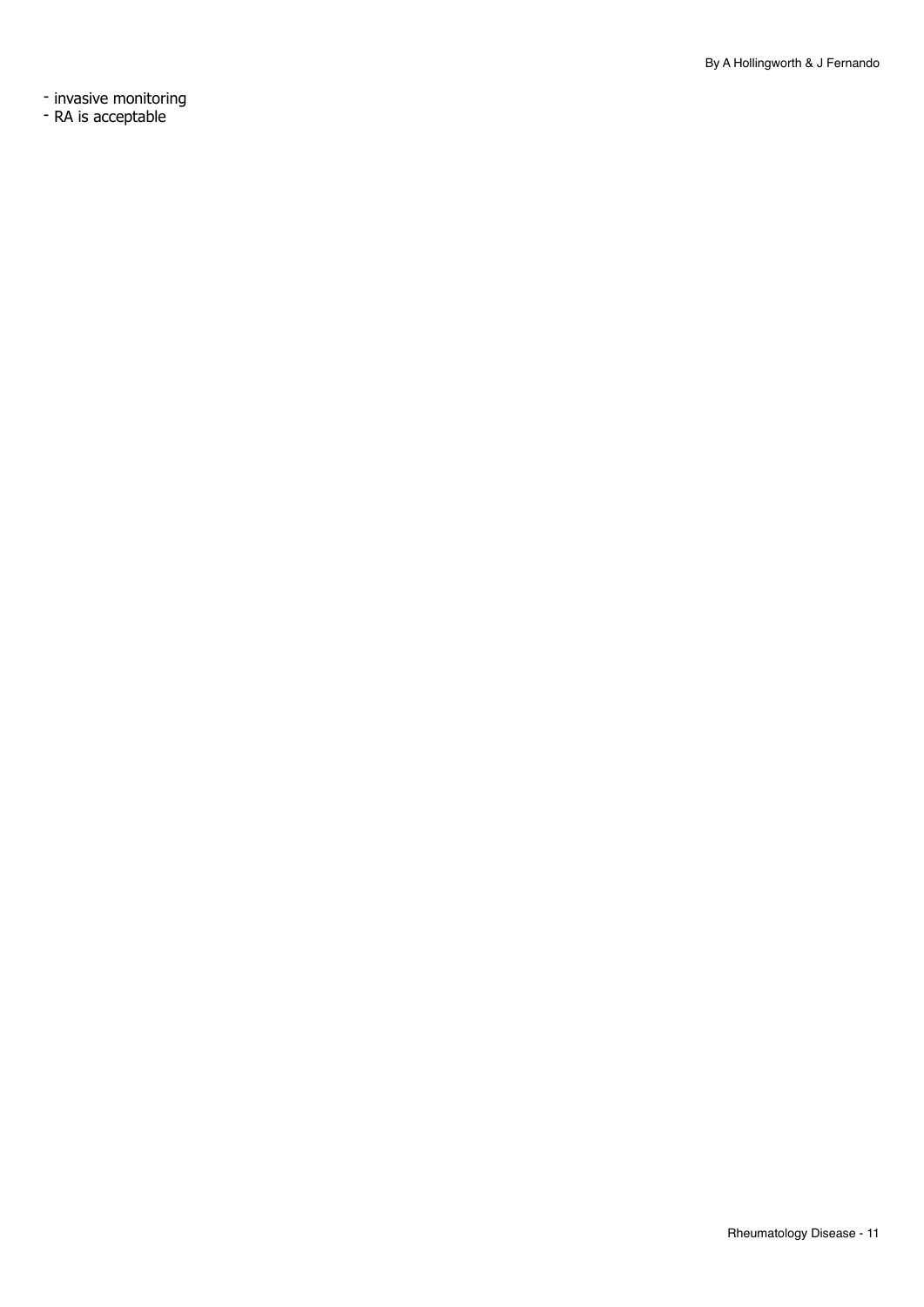- invasive monitoring
- RA is acceptable